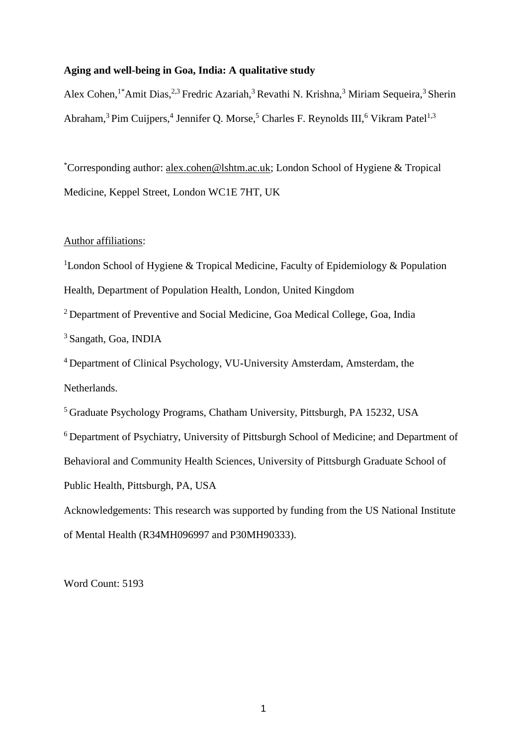**Aging and well-being in Goa, India: A qualitative study**

Alex Cohen,[1*] Amit Dias,[2,3] Fredric Azariah,[3] Revathi N. Krishna,[3] Miriam Sequeira,[3] Sherin Abraham,[3] Pim Cuijpers,[4] Jennifer Q. Morse,[5] Charles F. Reynolds III,[6] Vikram Patel[1,3]

[*]Corresponding author: alex.cohen@lshtm.ac.uk; London School of Hygiene & Tropical Medicine, Keppel Street, London WC1E 7HT, UK

Author affiliations:

[1]London School of Hygiene & Tropical Medicine, Faculty of Epidemiology & Population Health, Department of Population Health, London, United Kingdom

[2] Department of Preventive and Social Medicine, Goa Medical College, Goa, India

[3] Sangath, Goa, INDIA

[4] Department of Clinical Psychology, VU-University Amsterdam, Amsterdam, the Netherlands.

[5] Graduate Psychology Programs, Chatham University, Pittsburgh, PA 15232, USA

[6] Department of Psychiatry, University of Pittsburgh School of Medicine; and Department of Behavioral and Community Health Sciences, University of Pittsburgh Graduate School of Public Health, Pittsburgh, PA, USA

Acknowledgements: This research was supported by funding from the US National Institute of Mental Health (R34MH096997 and P30MH90333).

Word Count: 5193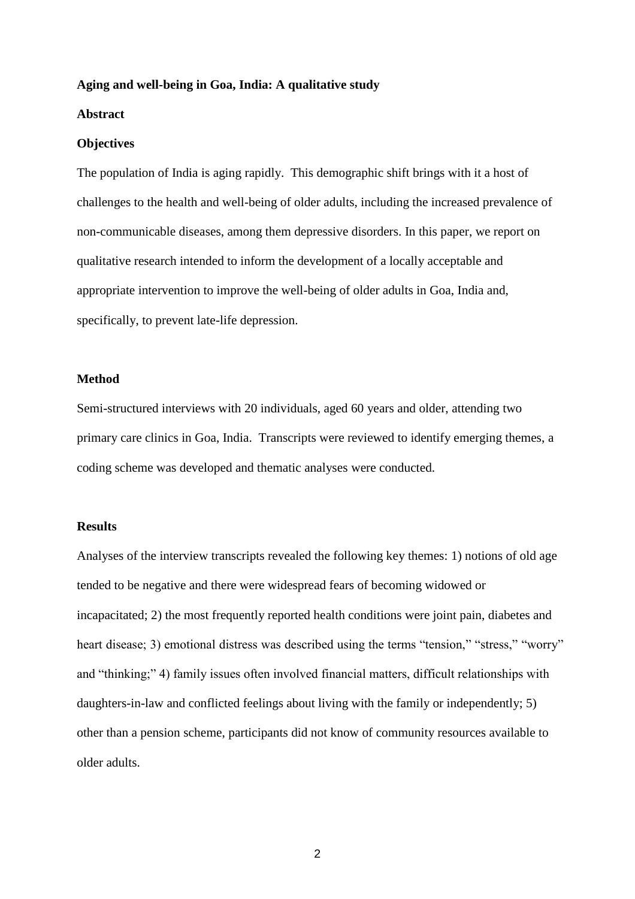**Aging and well-being in Goa, India: A qualitative study**

**Abstract**

**Objectives**

The population of India is aging rapidly. This demographic shift brings with it a host of challenges to the health and well-being of older adults, including the increased prevalence of non-communicable diseases, among them depressive disorders. In this paper, we report on qualitative research intended to inform the development of a locally acceptable and appropriate intervention to improve the well-being of older adults in Goa, India and, specifically, to prevent late-life depression.

**Method**

Semi-structured interviews with 20 individuals, aged 60 years and older, attending two primary care clinics in Goa, India. Transcripts were reviewed to identify emerging themes, a coding scheme was developed and thematic analyses were conducted.

**Results**

Analyses of the interview transcripts revealed the following key themes: 1) notions of old age tended to be negative and there were widespread fears of becoming widowed or incapacitated; 2) the most frequently reported health conditions were joint pain, diabetes and heart disease; 3) emotional distress was described using the terms "tension," "stress," "worry" and "thinking;" 4) family issues often involved financial matters, difficult relationships with daughters-in-law and conflicted feelings about living with the family or independently; 5) other than a pension scheme, participants did not know of community resources available to older adults.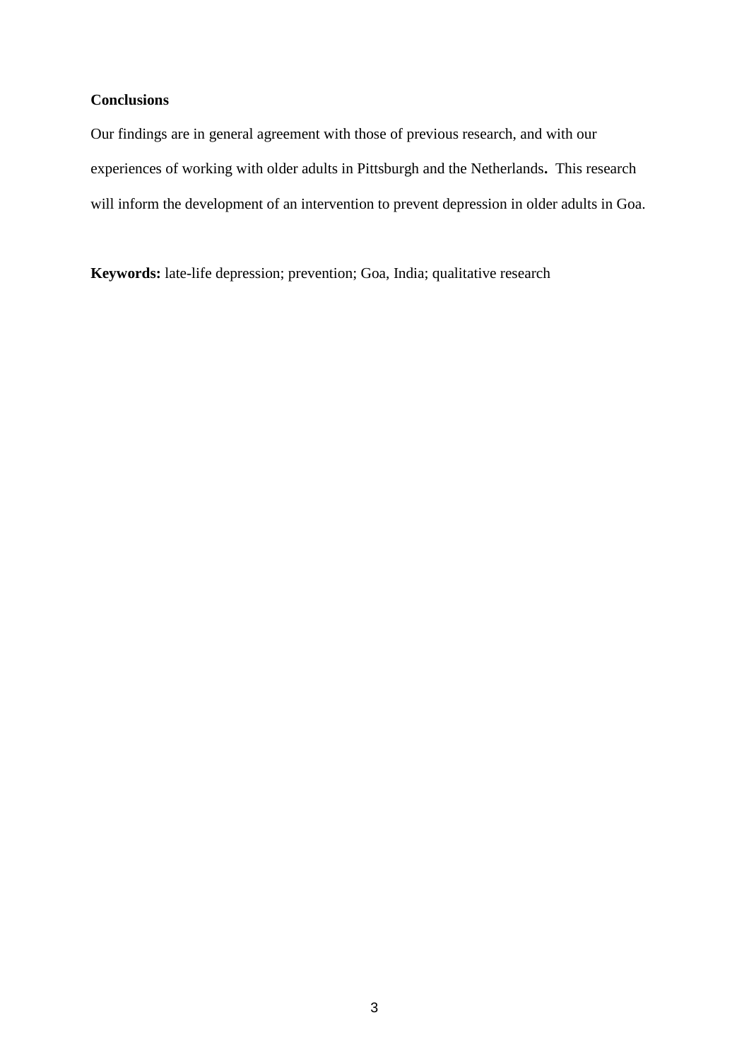**Conclusions**

Our findings are in general agreement with those of previous research, and with our experiences of working with older adults in Pittsburgh and the Netherlands**.** This research will inform the development of an intervention to prevent depression in older adults in Goa.

**Keywords:** late-life depression; prevention; Goa, India; qualitative research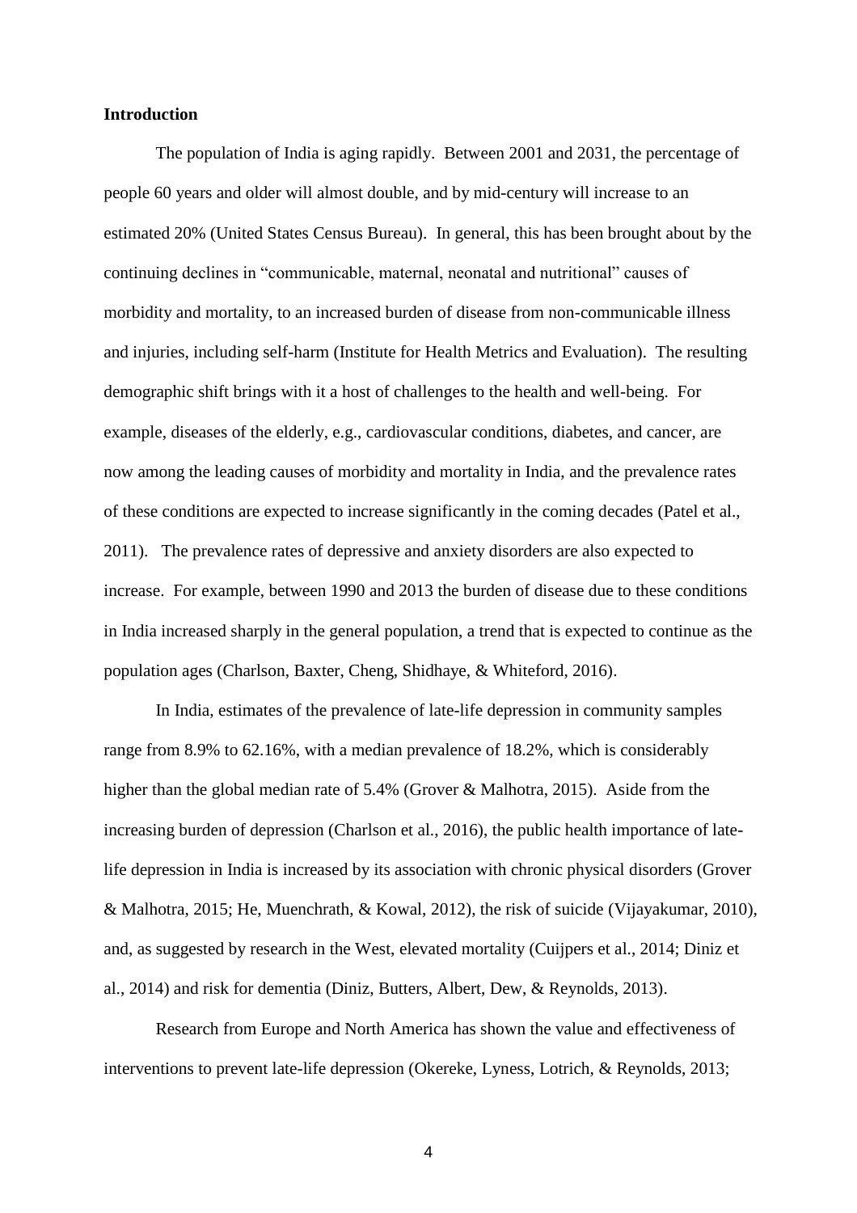**Introduction**

The population of India is aging rapidly. Between 2001 and 2031, the percentage of people 60 years and older will almost double, and by mid-century will increase to an estimated 20% (United States Census Bureau). In general, this has been brought about by the continuing declines in "communicable, maternal, neonatal and nutritional" causes of morbidity and mortality, to an increased burden of disease from non-communicable illness and injuries, including self-harm (Institute for Health Metrics and Evaluation). The resulting demographic shift brings with it a host of challenges to the health and well-being. For example, diseases of the elderly, e.g., cardiovascular conditions, diabetes, and cancer, are now among the leading causes of morbidity and mortality in India, and the prevalence rates of these conditions are expected to increase significantly in the coming decades (Patel et al., 2011). The prevalence rates of depressive and anxiety disorders are also expected to increase. For example, between 1990 and 2013 the burden of disease due to these conditions in India increased sharply in the general population, a trend that is expected to continue as the population ages (Charlson, Baxter, Cheng, Shidhaye, & Whiteford, 2016).

In India, estimates of the prevalence of late-life depression in community samples range from 8.9% to 62.16%, with a median prevalence of 18.2%, which is considerably higher than the global median rate of 5.4% (Grover & Malhotra, 2015). Aside from the increasing burden of depression (Charlson et al., 2016), the public health importance of late-life depression in India is increased by its association with chronic physical disorders (Grover & Malhotra, 2015; He, Muenchrath, & Kowal, 2012), the risk of suicide (Vijayakumar, 2010), and, as suggested by research in the West, elevated mortality (Cuijpers et al., 2014; Diniz et al., 2014) and risk for dementia (Diniz, Butters, Albert, Dew, & Reynolds, 2013).

Research from Europe and North America has shown the value and effectiveness of interventions to prevent late-life depression (Okereke, Lyness, Lotrich, & Reynolds, 2013;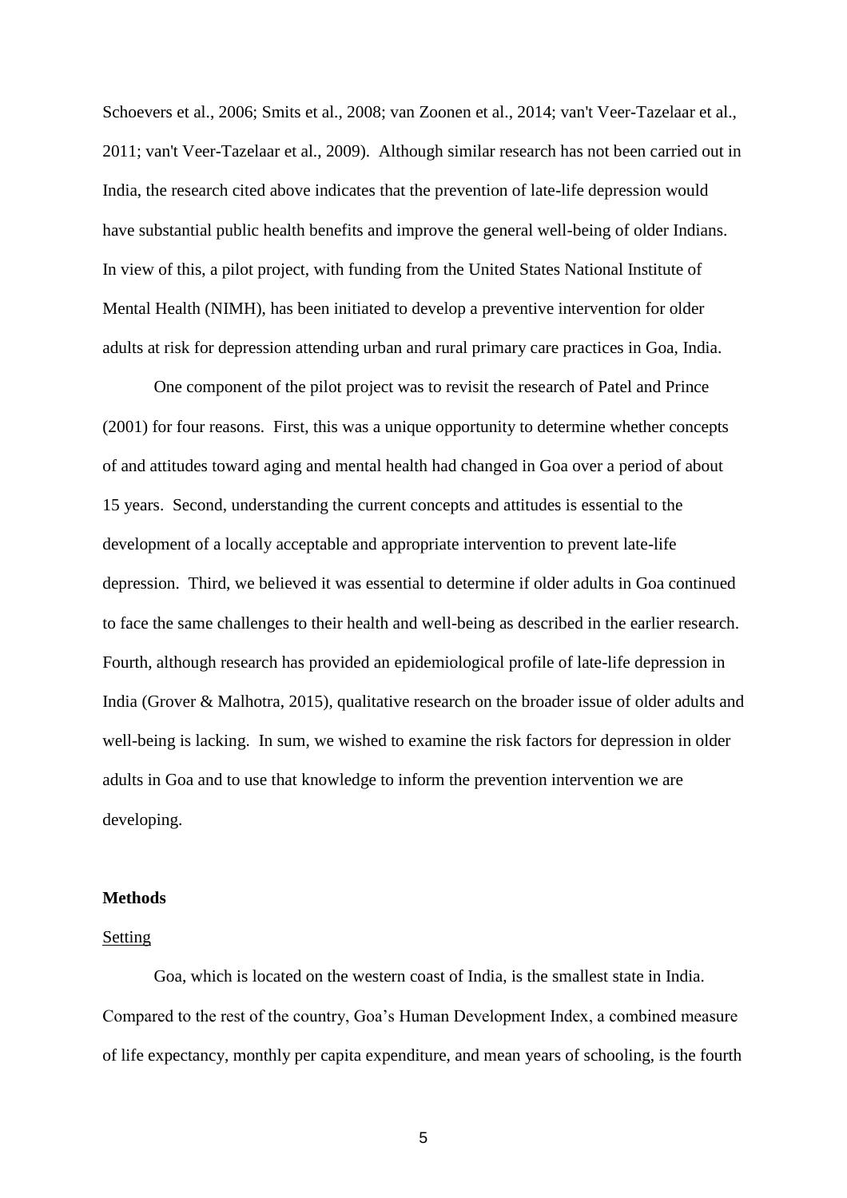Schoevers et al., 2006; Smits et al., 2008; van Zoonen et al., 2014; van't Veer-Tazelaar et al., 2011; van't Veer-Tazelaar et al., 2009). Although similar research has not been carried out in India, the research cited above indicates that the prevention of late-life depression would have substantial public health benefits and improve the general well-being of older Indians. In view of this, a pilot project, with funding from the United States National Institute of Mental Health (NIMH), has been initiated to develop a preventive intervention for older adults at risk for depression attending urban and rural primary care practices in Goa, India.

One component of the pilot project was to revisit the research of Patel and Prince (2001) for four reasons. First, this was a unique opportunity to determine whether concepts of and attitudes toward aging and mental health had changed in Goa over a period of about 15 years. Second, understanding the current concepts and attitudes is essential to the development of a locally acceptable and appropriate intervention to prevent late-life depression. Third, we believed it was essential to determine if older adults in Goa continued to face the same challenges to their health and well-being as described in the earlier research. Fourth, although research has provided an epidemiological profile of late-life depression in India (Grover & Malhotra, 2015), qualitative research on the broader issue of older adults and well-being is lacking. In sum, we wished to examine the risk factors for depression in older adults in Goa and to use that knowledge to inform the prevention intervention we are developing.

## Methods

### Setting

Goa, which is located on the western coast of India, is the smallest state in India. Compared to the rest of the country, Goa's Human Development Index, a combined measure of life expectancy, monthly per capita expenditure, and mean years of schooling, is the fourth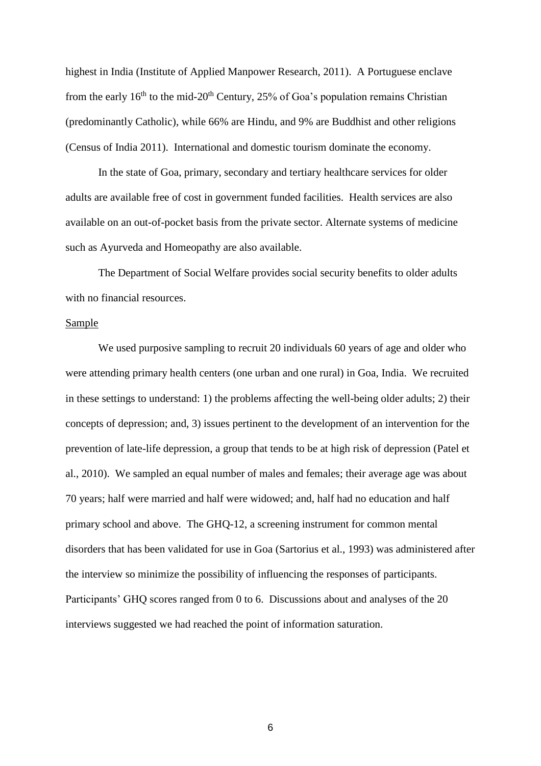highest in India (Institute of Applied Manpower Research, 2011). A Portuguese enclave from the early 16th to the mid-20th Century, 25% of Goa's population remains Christian (predominantly Catholic), while 66% are Hindu, and 9% are Buddhist and other religions (Census of India 2011). International and domestic tourism dominate the economy.

In the state of Goa, primary, secondary and tertiary healthcare services for older adults are available free of cost in government funded facilities. Health services are also available on an out-of-pocket basis from the private sector. Alternate systems of medicine such as Ayurveda and Homeopathy are also available.

The Department of Social Welfare provides social security benefits to older adults with no financial resources.

## Sample

We used purposive sampling to recruit 20 individuals 60 years of age and older who were attending primary health centers (one urban and one rural) in Goa, India. We recruited in these settings to understand: 1) the problems affecting the well-being older adults; 2) their concepts of depression; and, 3) issues pertinent to the development of an intervention for the prevention of late-life depression, a group that tends to be at high risk of depression (Patel et al., 2010). We sampled an equal number of males and females; their average age was about 70 years; half were married and half were widowed; and, half had no education and half primary school and above. The GHQ-12, a screening instrument for common mental disorders that has been validated for use in Goa (Sartorius et al., 1993) was administered after the interview so minimize the possibility of influencing the responses of participants. Participants' GHQ scores ranged from 0 to 6. Discussions about and analyses of the 20 interviews suggested we had reached the point of information saturation.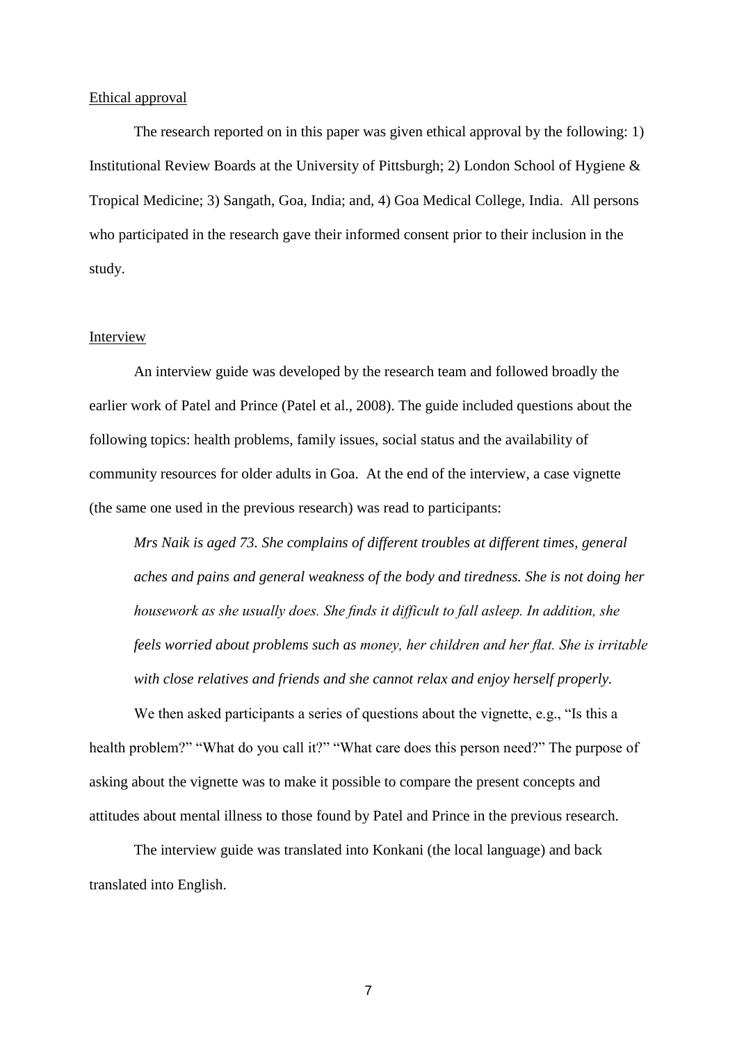## Ethical approval

The research reported on in this paper was given ethical approval by the following: 1) Institutional Review Boards at the University of Pittsburgh; 2) London School of Hygiene & Tropical Medicine; 3) Sangath, Goa, India; and, 4) Goa Medical College, India. All persons who participated in the research gave their informed consent prior to their inclusion in the study.

## Interview

An interview guide was developed by the research team and followed broadly the earlier work of Patel and Prince (Patel et al., 2008). The guide included questions about the following topics: health problems, family issues, social status and the availability of community resources for older adults in Goa. At the end of the interview, a case vignette (the same one used in the previous research) was read to participants:

> *Mrs Naik is aged 73. She complains of different troubles at different times, general aches and pains and general weakness of the body and tiredness. She is not doing her housework as she usually does. She finds it difficult to fall asleep. In addition, she feels worried about problems such as money, her children and her flat. She is irritable with close relatives and friends and she cannot relax and enjoy herself properly.*

We then asked participants a series of questions about the vignette, e.g., "Is this a health problem?" "What do you call it?" "What care does this person need?" The purpose of asking about the vignette was to make it possible to compare the present concepts and attitudes about mental illness to those found by Patel and Prince in the previous research.

The interview guide was translated into Konkani (the local language) and back translated into English.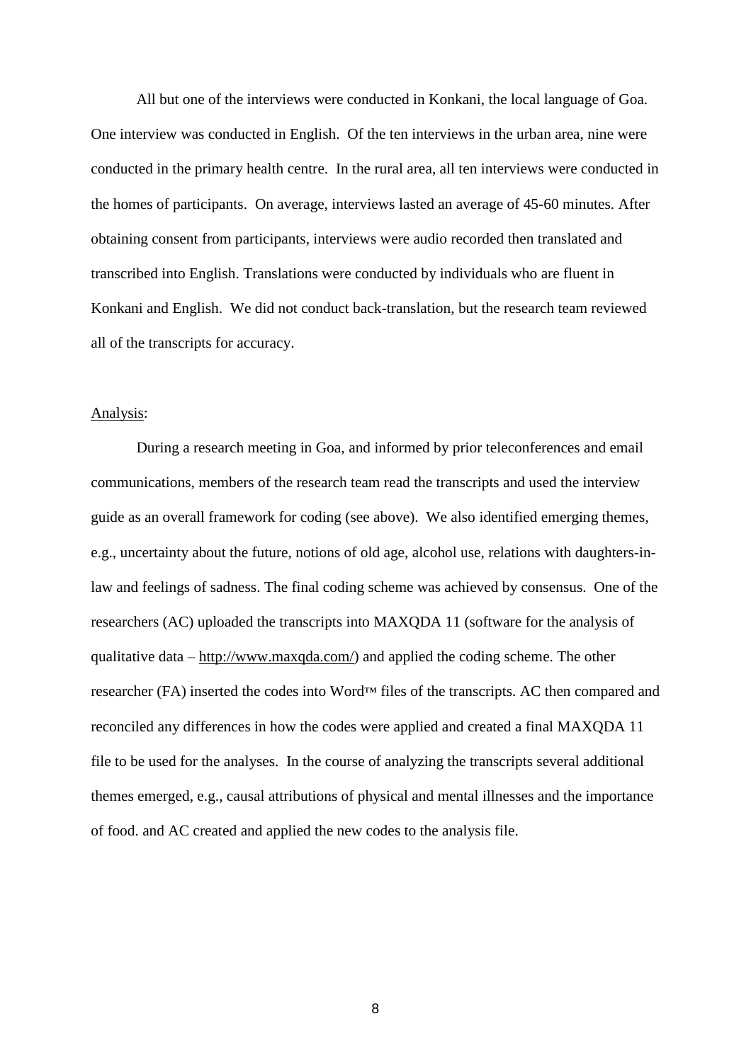All but one of the interviews were conducted in Konkani, the local language of Goa. One interview was conducted in English. Of the ten interviews in the urban area, nine were conducted in the primary health centre. In the rural area, all ten interviews were conducted in the homes of participants. On average, interviews lasted an average of 45-60 minutes. After obtaining consent from participants, interviews were audio recorded then translated and transcribed into English. Translations were conducted by individuals who are fluent in Konkani and English. We did not conduct back-translation, but the research team reviewed all of the transcripts for accuracy.

Analysis:

During a research meeting in Goa, and informed by prior teleconferences and email communications, members of the research team read the transcripts and used the interview guide as an overall framework for coding (see above). We also identified emerging themes, e.g., uncertainty about the future, notions of old age, alcohol use, relations with daughters-in-law and feelings of sadness. The final coding scheme was achieved by consensus. One of the researchers (AC) uploaded the transcripts into MAXQDA 11 (software for the analysis of qualitative data – http://www.maxqda.com/) and applied the coding scheme. The other researcher (FA) inserted the codes into Word™ files of the transcripts. AC then compared and reconciled any differences in how the codes were applied and created a final MAXQDA 11 file to be used for the analyses. In the course of analyzing the transcripts several additional themes emerged, e.g., causal attributions of physical and mental illnesses and the importance of food. and AC created and applied the new codes to the analysis file.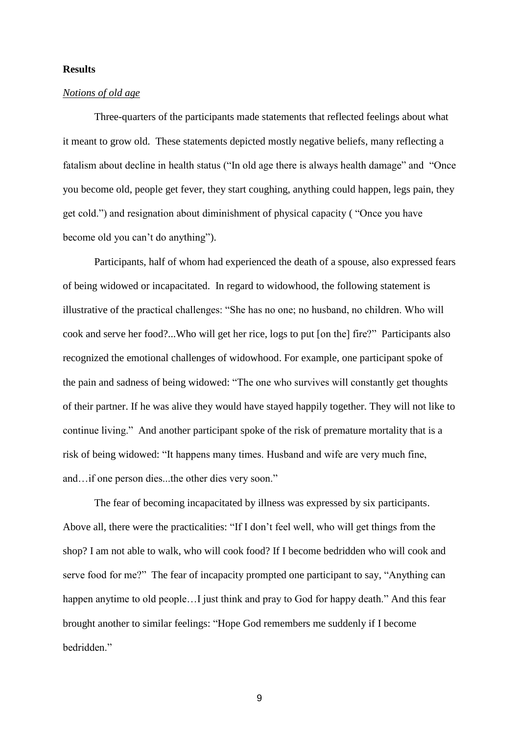**Results**

*Notions of old age*

Three-quarters of the participants made statements that reflected feelings about what it meant to grow old. These statements depicted mostly negative beliefs, many reflecting a fatalism about decline in health status ("In old age there is always health damage" and "Once you become old, people get fever, they start coughing, anything could happen, legs pain, they get cold.") and resignation about diminishment of physical capacity ( "Once you have become old you can't do anything").

Participants, half of whom had experienced the death of a spouse, also expressed fears of being widowed or incapacitated. In regard to widowhood, the following statement is illustrative of the practical challenges: "She has no one; no husband, no children. Who will cook and serve her food?...Who will get her rice, logs to put [on the] fire?" Participants also recognized the emotional challenges of widowhood. For example, one participant spoke of the pain and sadness of being widowed: "The one who survives will constantly get thoughts of their partner. If he was alive they would have stayed happily together. They will not like to continue living." And another participant spoke of the risk of premature mortality that is a risk of being widowed: "It happens many times. Husband and wife are very much fine, and…if one person dies...the other dies very soon."

The fear of becoming incapacitated by illness was expressed by six participants. Above all, there were the practicalities: "If I don't feel well, who will get things from the shop? I am not able to walk, who will cook food? If I become bedridden who will cook and serve food for me?" The fear of incapacity prompted one participant to say, "Anything can happen anytime to old people…I just think and pray to God for happy death." And this fear brought another to similar feelings: "Hope God remembers me suddenly if I become bedridden."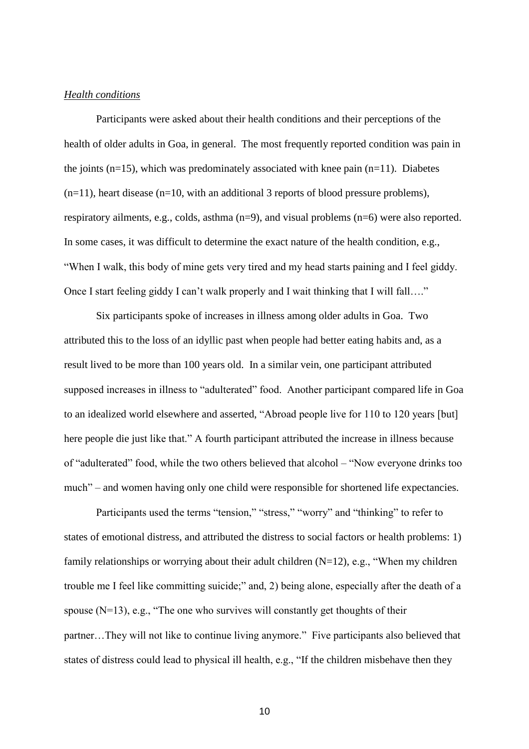*Health conditions*

Participants were asked about their health conditions and their perceptions of the health of older adults in Goa, in general. The most frequently reported condition was pain in the joints (n=15), which was predominately associated with knee pain (n=11). Diabetes (n=11), heart disease (n=10, with an additional 3 reports of blood pressure problems), respiratory ailments, e.g., colds, asthma (n=9), and visual problems (n=6) were also reported. In some cases, it was difficult to determine the exact nature of the health condition, e.g., "When I walk, this body of mine gets very tired and my head starts paining and I feel giddy. Once I start feeling giddy I can't walk properly and I wait thinking that I will fall…."

Six participants spoke of increases in illness among older adults in Goa. Two attributed this to the loss of an idyllic past when people had better eating habits and, as a result lived to be more than 100 years old. In a similar vein, one participant attributed supposed increases in illness to "adulterated" food. Another participant compared life in Goa to an idealized world elsewhere and asserted, "Abroad people live for 110 to 120 years [but] here people die just like that." A fourth participant attributed the increase in illness because of "adulterated" food, while the two others believed that alcohol – "Now everyone drinks too much" – and women having only one child were responsible for shortened life expectancies.

Participants used the terms "tension," "stress," "worry" and "thinking" to refer to states of emotional distress, and attributed the distress to social factors or health problems: 1) family relationships or worrying about their adult children (N=12), e.g., "When my children trouble me I feel like committing suicide;" and, 2) being alone, especially after the death of a spouse (N=13), e.g., "The one who survives will constantly get thoughts of their partner…They will not like to continue living anymore." Five participants also believed that states of distress could lead to physical ill health, e.g., "If the children misbehave then they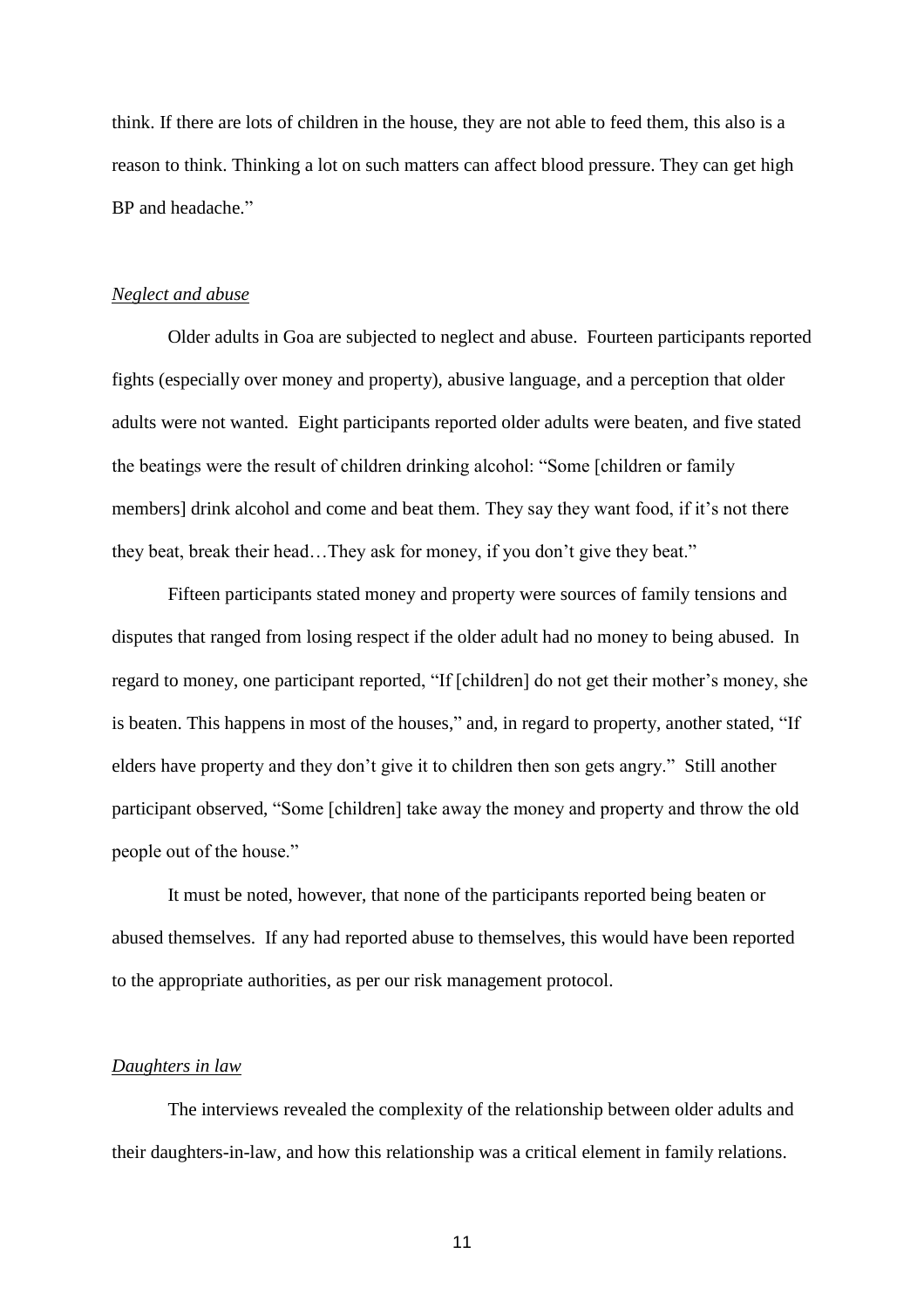think. If there are lots of children in the house, they are not able to feed them, this also is a reason to think. Thinking a lot on such matters can affect blood pressure. They can get high BP and headache."

*Neglect and abuse*

Older adults in Goa are subjected to neglect and abuse. Fourteen participants reported fights (especially over money and property), abusive language, and a perception that older adults were not wanted. Eight participants reported older adults were beaten, and five stated the beatings were the result of children drinking alcohol: "Some [children or family members] drink alcohol and come and beat them. They say they want food, if it's not there they beat, break their head…They ask for money, if you don't give they beat."

Fifteen participants stated money and property were sources of family tensions and disputes that ranged from losing respect if the older adult had no money to being abused. In regard to money, one participant reported, "If [children] do not get their mother's money, she is beaten. This happens in most of the houses," and, in regard to property, another stated, "If elders have property and they don't give it to children then son gets angry." Still another participant observed, "Some [children] take away the money and property and throw the old people out of the house."

It must be noted, however, that none of the participants reported being beaten or abused themselves. If any had reported abuse to themselves, this would have been reported to the appropriate authorities, as per our risk management protocol.

*Daughters in law*

The interviews revealed the complexity of the relationship between older adults and their daughters-in-law, and how this relationship was a critical element in family relations.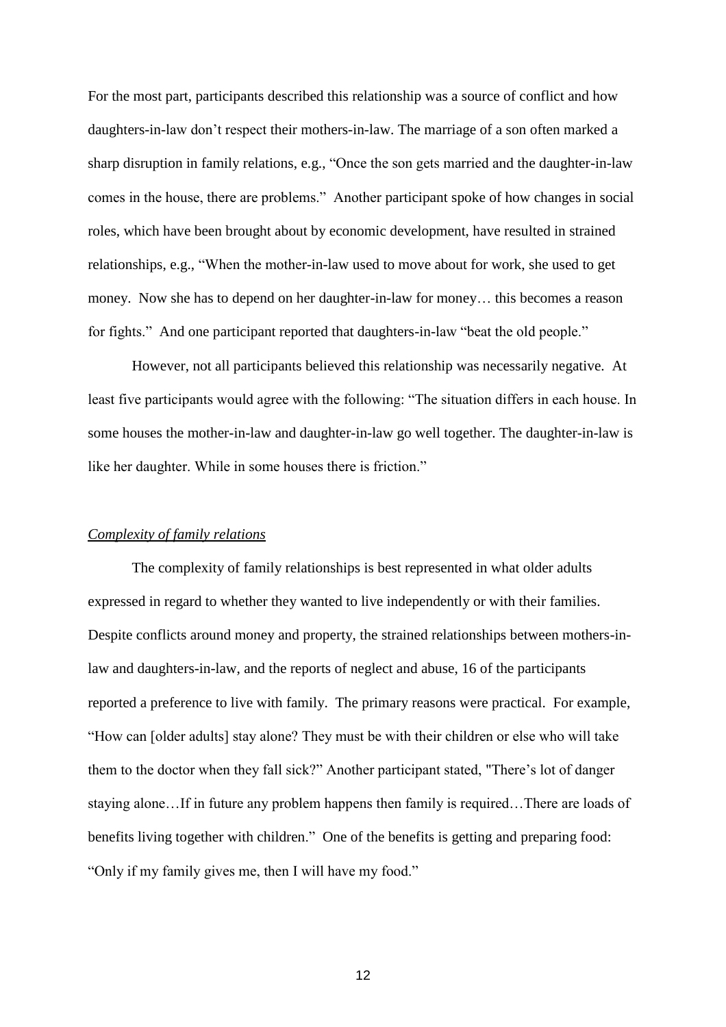For the most part, participants described this relationship was a source of conflict and how daughters-in-law don't respect their mothers-in-law. The marriage of a son often marked a sharp disruption in family relations, e.g., "Once the son gets married and the daughter-in-law comes in the house, there are problems." Another participant spoke of how changes in social roles, which have been brought about by economic development, have resulted in strained relationships, e.g., "When the mother-in-law used to move about for work, she used to get money. Now she has to depend on her daughter-in-law for money… this becomes a reason for fights." And one participant reported that daughters-in-law "beat the old people."

However, not all participants believed this relationship was necessarily negative. At least five participants would agree with the following: "The situation differs in each house. In some houses the mother-in-law and daughter-in-law go well together. The daughter-in-law is like her daughter. While in some houses there is friction."

*Complexity of family relations*

The complexity of family relationships is best represented in what older adults expressed in regard to whether they wanted to live independently or with their families. Despite conflicts around money and property, the strained relationships between mothers-in-law and daughters-in-law, and the reports of neglect and abuse, 16 of the participants reported a preference to live with family. The primary reasons were practical. For example, "How can [older adults] stay alone? They must be with their children or else who will take them to the doctor when they fall sick?" Another participant stated, "There's lot of danger staying alone…If in future any problem happens then family is required…There are loads of benefits living together with children." One of the benefits is getting and preparing food: "Only if my family gives me, then I will have my food."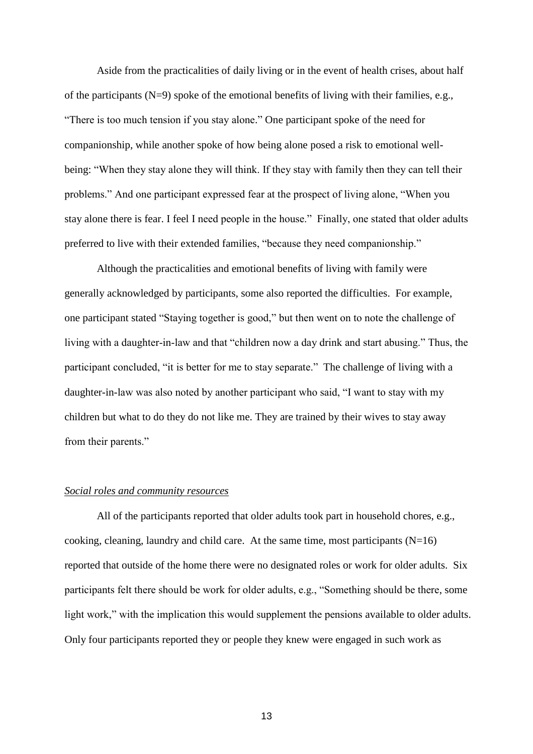Aside from the practicalities of daily living or in the event of health crises, about half of the participants (N=9) spoke of the emotional benefits of living with their families, e.g., "There is too much tension if you stay alone." One participant spoke of the need for companionship, while another spoke of how being alone posed a risk to emotional well-being: "When they stay alone they will think. If they stay with family then they can tell their problems." And one participant expressed fear at the prospect of living alone, "When you stay alone there is fear. I feel I need people in the house." Finally, one stated that older adults preferred to live with their extended families, "because they need companionship."

Although the practicalities and emotional benefits of living with family were generally acknowledged by participants, some also reported the difficulties. For example, one participant stated "Staying together is good," but then went on to note the challenge of living with a daughter-in-law and that "children now a day drink and start abusing." Thus, the participant concluded, "it is better for me to stay separate." The challenge of living with a daughter-in-law was also noted by another participant who said, "I want to stay with my children but what to do they do not like me. They are trained by their wives to stay away from their parents."

*Social roles and community resources*

All of the participants reported that older adults took part in household chores, e.g., cooking, cleaning, laundry and child care. At the same time, most participants (N=16) reported that outside of the home there were no designated roles or work for older adults. Six participants felt there should be work for older adults, e.g., "Something should be there, some light work," with the implication this would supplement the pensions available to older adults. Only four participants reported they or people they knew were engaged in such work as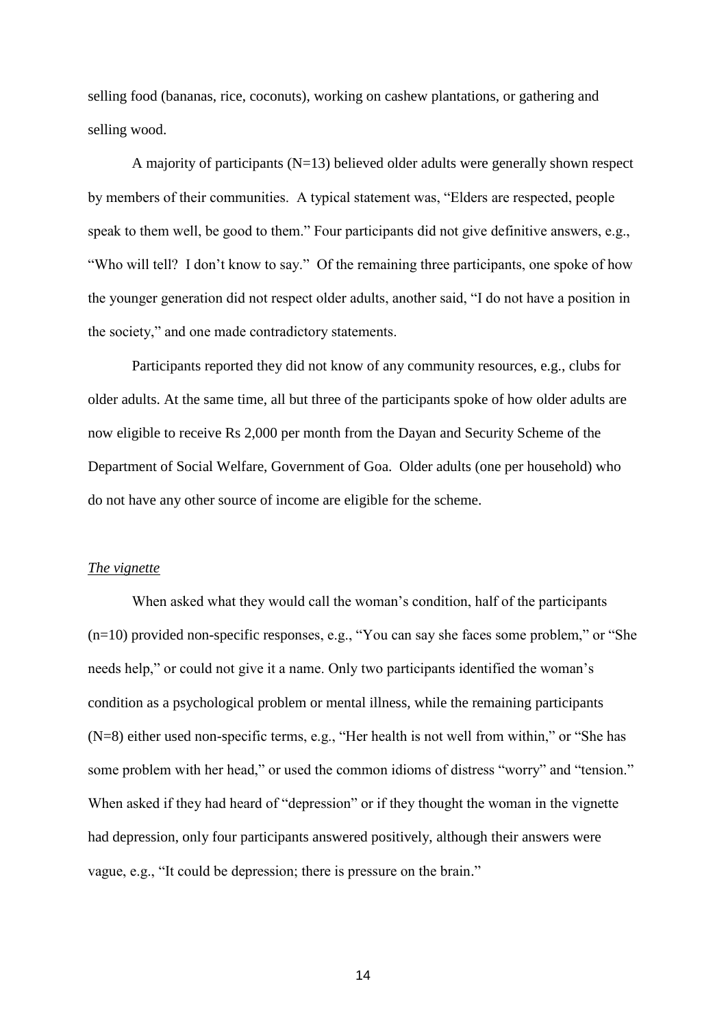selling food (bananas, rice, coconuts), working on cashew plantations, or gathering and selling wood.

A majority of participants (N=13) believed older adults were generally shown respect by members of their communities. A typical statement was, "Elders are respected, people speak to them well, be good to them." Four participants did not give definitive answers, e.g., "Who will tell? I don't know to say." Of the remaining three participants, one spoke of how the younger generation did not respect older adults, another said, "I do not have a position in the society," and one made contradictory statements.

Participants reported they did not know of any community resources, e.g., clubs for older adults. At the same time, all but three of the participants spoke of how older adults are now eligible to receive Rs 2,000 per month from the Dayan and Security Scheme of the Department of Social Welfare, Government of Goa. Older adults (one per household) who do not have any other source of income are eligible for the scheme.

*The vignette*

When asked what they would call the woman's condition, half of the participants (n=10) provided non-specific responses, e.g., "You can say she faces some problem," or "She needs help," or could not give it a name. Only two participants identified the woman's condition as a psychological problem or mental illness, while the remaining participants (N=8) either used non-specific terms, e.g., "Her health is not well from within," or "She has some problem with her head," or used the common idioms of distress "worry" and "tension." When asked if they had heard of "depression" or if they thought the woman in the vignette had depression, only four participants answered positively, although their answers were vague, e.g., "It could be depression; there is pressure on the brain."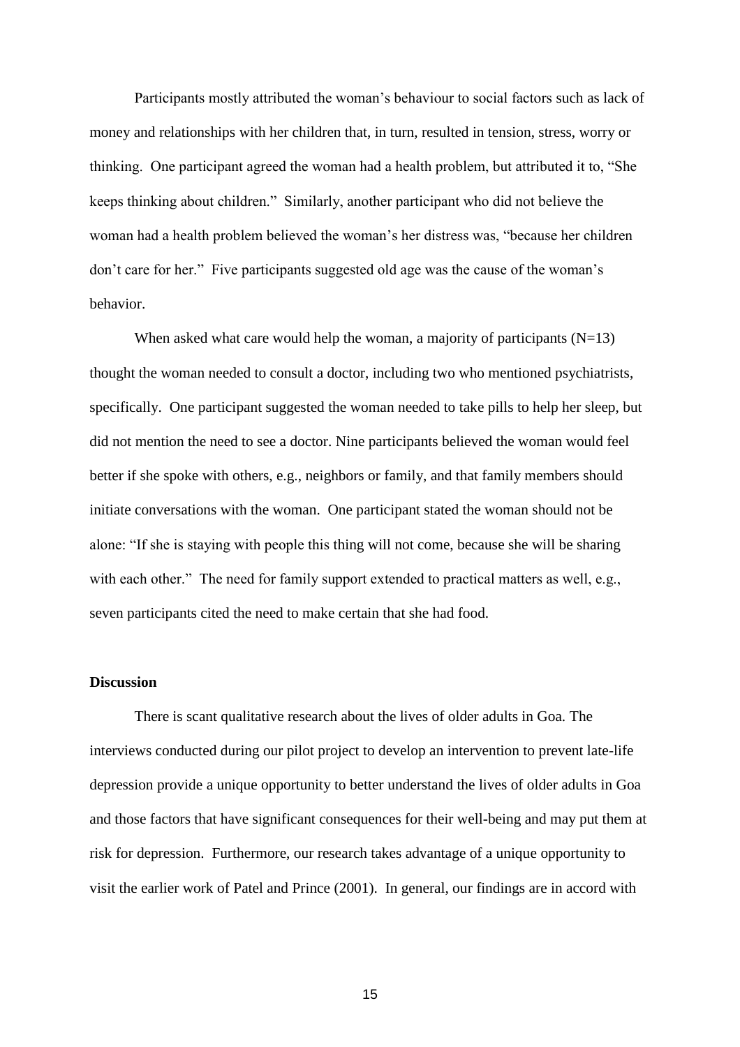Participants mostly attributed the woman's behaviour to social factors such as lack of money and relationships with her children that, in turn, resulted in tension, stress, worry or thinking. One participant agreed the woman had a health problem, but attributed it to, "She keeps thinking about children." Similarly, another participant who did not believe the woman had a health problem believed the woman's her distress was, "because her children don't care for her." Five participants suggested old age was the cause of the woman's behavior.

When asked what care would help the woman, a majority of participants (N=13) thought the woman needed to consult a doctor, including two who mentioned psychiatrists, specifically. One participant suggested the woman needed to take pills to help her sleep, but did not mention the need to see a doctor. Nine participants believed the woman would feel better if she spoke with others, e.g., neighbors or family, and that family members should initiate conversations with the woman. One participant stated the woman should not be alone: "If she is staying with people this thing will not come, because she will be sharing with each other." The need for family support extended to practical matters as well, e.g., seven participants cited the need to make certain that she had food.

**Discussion**

There is scant qualitative research about the lives of older adults in Goa. The interviews conducted during our pilot project to develop an intervention to prevent late-life depression provide a unique opportunity to better understand the lives of older adults in Goa and those factors that have significant consequences for their well-being and may put them at risk for depression. Furthermore, our research takes advantage of a unique opportunity to visit the earlier work of Patel and Prince (2001). In general, our findings are in accord with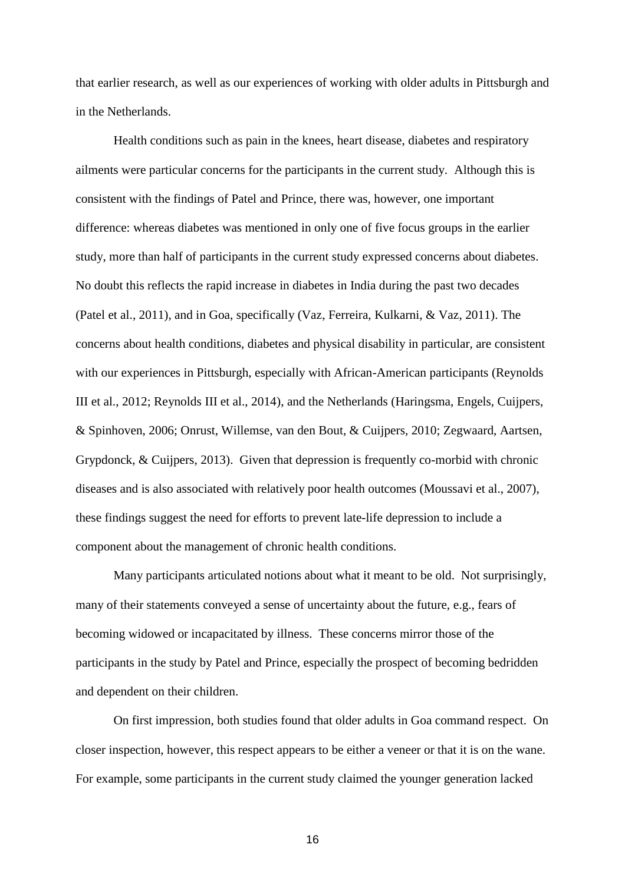that earlier research, as well as our experiences of working with older adults in Pittsburgh and in the Netherlands.

Health conditions such as pain in the knees, heart disease, diabetes and respiratory ailments were particular concerns for the participants in the current study. Although this is consistent with the findings of Patel and Prince, there was, however, one important difference: whereas diabetes was mentioned in only one of five focus groups in the earlier study, more than half of participants in the current study expressed concerns about diabetes. No doubt this reflects the rapid increase in diabetes in India during the past two decades (Patel et al., 2011), and in Goa, specifically (Vaz, Ferreira, Kulkarni, & Vaz, 2011). The concerns about health conditions, diabetes and physical disability in particular, are consistent with our experiences in Pittsburgh, especially with African-American participants (Reynolds III et al., 2012; Reynolds III et al., 2014), and the Netherlands (Haringsma, Engels, Cuijpers, & Spinhoven, 2006; Onrust, Willemse, van den Bout, & Cuijpers, 2010; Zegwaard, Aartsen, Grypdonck, & Cuijpers, 2013). Given that depression is frequently co-morbid with chronic diseases and is also associated with relatively poor health outcomes (Moussavi et al., 2007), these findings suggest the need for efforts to prevent late-life depression to include a component about the management of chronic health conditions.

Many participants articulated notions about what it meant to be old. Not surprisingly, many of their statements conveyed a sense of uncertainty about the future, e.g., fears of becoming widowed or incapacitated by illness. These concerns mirror those of the participants in the study by Patel and Prince, especially the prospect of becoming bedridden and dependent on their children.

On first impression, both studies found that older adults in Goa command respect. On closer inspection, however, this respect appears to be either a veneer or that it is on the wane. For example, some participants in the current study claimed the younger generation lacked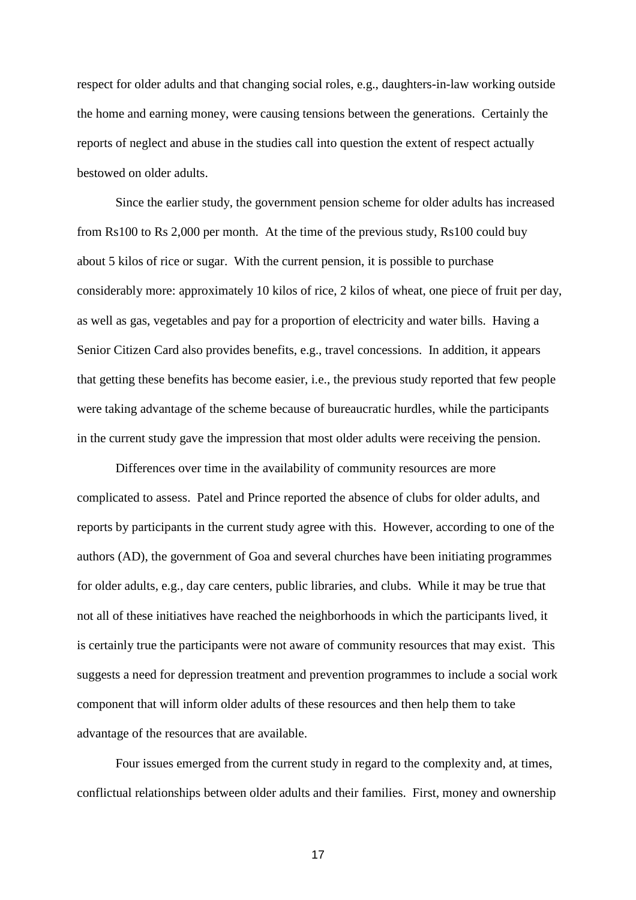respect for older adults and that changing social roles, e.g., daughters-in-law working outside the home and earning money, were causing tensions between the generations. Certainly the reports of neglect and abuse in the studies call into question the extent of respect actually bestowed on older adults.

Since the earlier study, the government pension scheme for older adults has increased from Rs100 to Rs 2,000 per month. At the time of the previous study, Rs100 could buy about 5 kilos of rice or sugar. With the current pension, it is possible to purchase considerably more: approximately 10 kilos of rice, 2 kilos of wheat, one piece of fruit per day, as well as gas, vegetables and pay for a proportion of electricity and water bills. Having a Senior Citizen Card also provides benefits, e.g., travel concessions. In addition, it appears that getting these benefits has become easier, i.e., the previous study reported that few people were taking advantage of the scheme because of bureaucratic hurdles, while the participants in the current study gave the impression that most older adults were receiving the pension.

Differences over time in the availability of community resources are more complicated to assess. Patel and Prince reported the absence of clubs for older adults, and reports by participants in the current study agree with this. However, according to one of the authors (AD), the government of Goa and several churches have been initiating programmes for older adults, e.g., day care centers, public libraries, and clubs. While it may be true that not all of these initiatives have reached the neighborhoods in which the participants lived, it is certainly true the participants were not aware of community resources that may exist. This suggests a need for depression treatment and prevention programmes to include a social work component that will inform older adults of these resources and then help them to take advantage of the resources that are available.

Four issues emerged from the current study in regard to the complexity and, at times, conflictual relationships between older adults and their families. First, money and ownership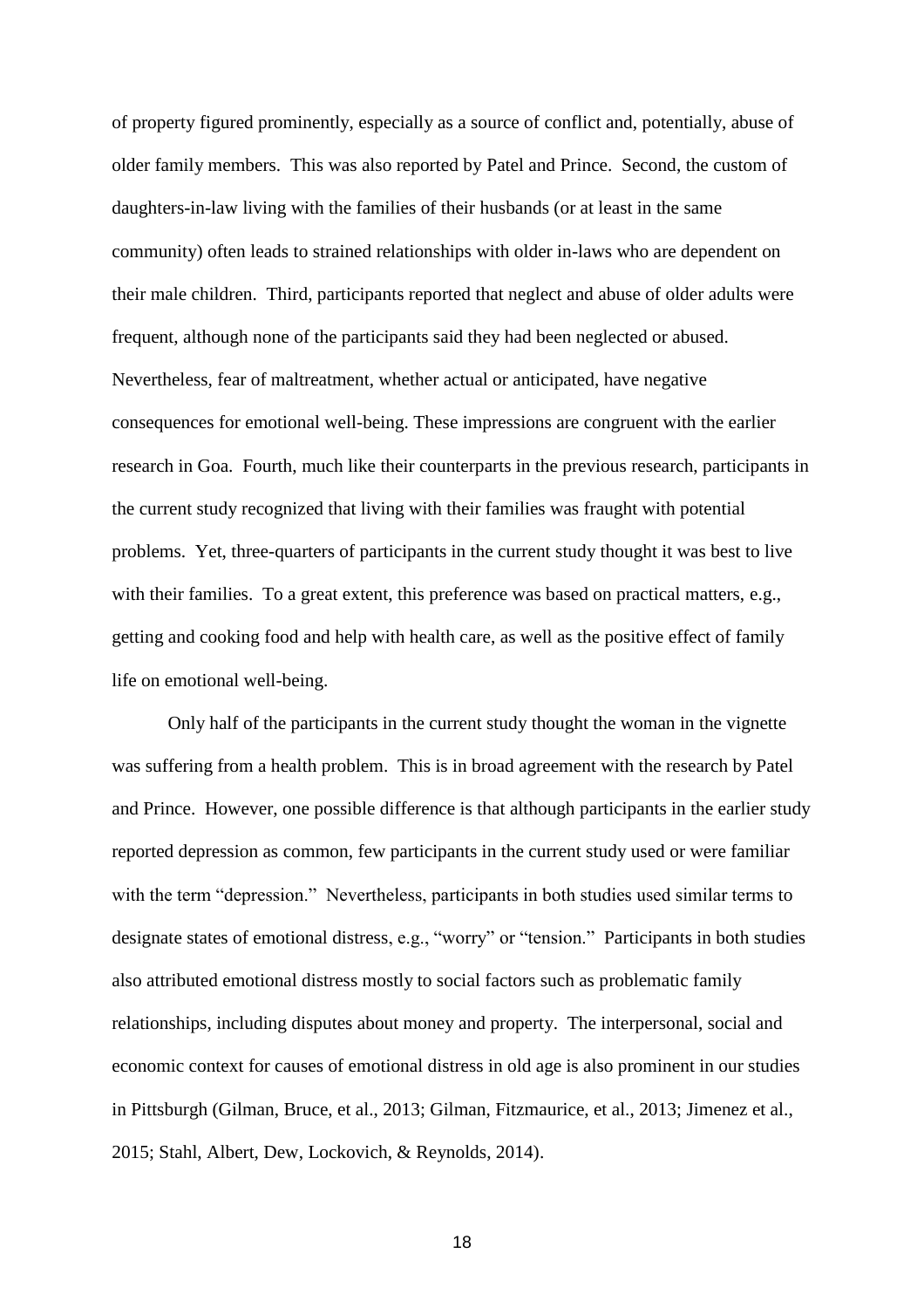of property figured prominently, especially as a source of conflict and, potentially, abuse of older family members. This was also reported by Patel and Prince. Second, the custom of daughters-in-law living with the families of their husbands (or at least in the same community) often leads to strained relationships with older in-laws who are dependent on their male children. Third, participants reported that neglect and abuse of older adults were frequent, although none of the participants said they had been neglected or abused. Nevertheless, fear of maltreatment, whether actual or anticipated, have negative consequences for emotional well-being. These impressions are congruent with the earlier research in Goa. Fourth, much like their counterparts in the previous research, participants in the current study recognized that living with their families was fraught with potential problems. Yet, three-quarters of participants in the current study thought it was best to live with their families. To a great extent, this preference was based on practical matters, e.g., getting and cooking food and help with health care, as well as the positive effect of family life on emotional well-being.

Only half of the participants in the current study thought the woman in the vignette was suffering from a health problem. This is in broad agreement with the research by Patel and Prince. However, one possible difference is that although participants in the earlier study reported depression as common, few participants in the current study used or were familiar with the term "depression." Nevertheless, participants in both studies used similar terms to designate states of emotional distress, e.g., "worry" or "tension." Participants in both studies also attributed emotional distress mostly to social factors such as problematic family relationships, including disputes about money and property. The interpersonal, social and economic context for causes of emotional distress in old age is also prominent in our studies in Pittsburgh (Gilman, Bruce, et al., 2013; Gilman, Fitzmaurice, et al., 2013; Jimenez et al., 2015; Stahl, Albert, Dew, Lockovich, & Reynolds, 2014).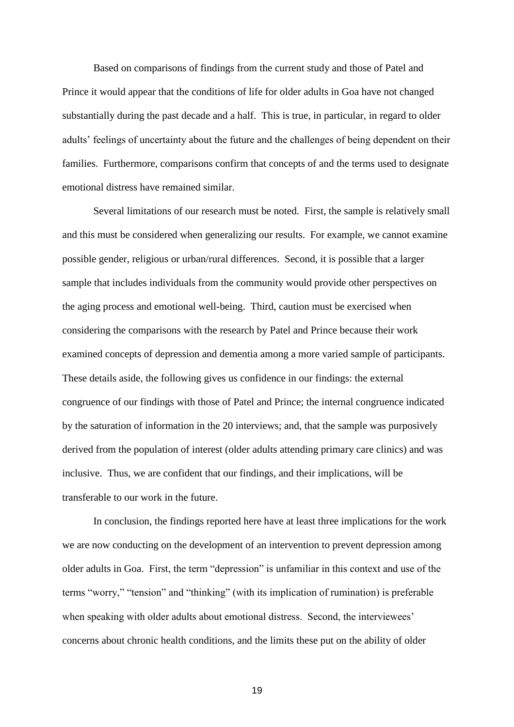Based on comparisons of findings from the current study and those of Patel and Prince it would appear that the conditions of life for older adults in Goa have not changed substantially during the past decade and a half. This is true, in particular, in regard to older adults' feelings of uncertainty about the future and the challenges of being dependent on their families. Furthermore, comparisons confirm that concepts of and the terms used to designate emotional distress have remained similar.

Several limitations of our research must be noted. First, the sample is relatively small and this must be considered when generalizing our results. For example, we cannot examine possible gender, religious or urban/rural differences. Second, it is possible that a larger sample that includes individuals from the community would provide other perspectives on the aging process and emotional well-being. Third, caution must be exercised when considering the comparisons with the research by Patel and Prince because their work examined concepts of depression and dementia among a more varied sample of participants. These details aside, the following gives us confidence in our findings: the external congruence of our findings with those of Patel and Prince; the internal congruence indicated by the saturation of information in the 20 interviews; and, that the sample was purposively derived from the population of interest (older adults attending primary care clinics) and was inclusive. Thus, we are confident that our findings, and their implications, will be transferable to our work in the future.

In conclusion, the findings reported here have at least three implications for the work we are now conducting on the development of an intervention to prevent depression among older adults in Goa. First, the term "depression" is unfamiliar in this context and use of the terms "worry," "tension" and "thinking" (with its implication of rumination) is preferable when speaking with older adults about emotional distress. Second, the interviewees' concerns about chronic health conditions, and the limits these put on the ability of older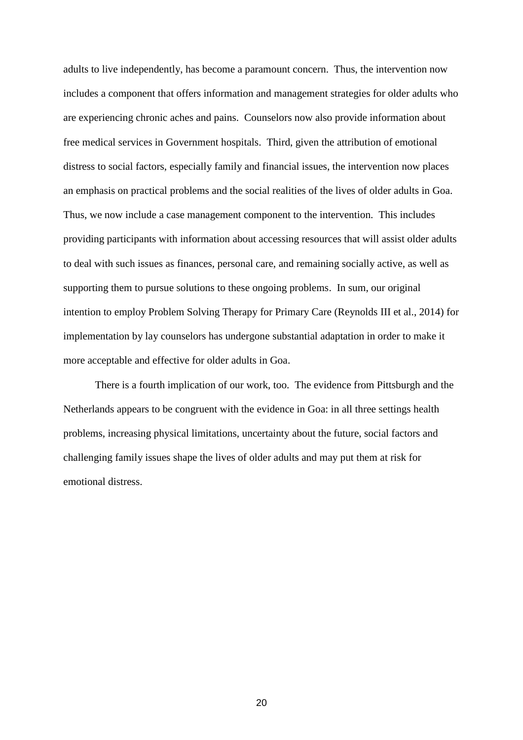adults to live independently, has become a paramount concern. Thus, the intervention now includes a component that offers information and management strategies for older adults who are experiencing chronic aches and pains. Counselors now also provide information about free medical services in Government hospitals. Third, given the attribution of emotional distress to social factors, especially family and financial issues, the intervention now places an emphasis on practical problems and the social realities of the lives of older adults in Goa. Thus, we now include a case management component to the intervention. This includes providing participants with information about accessing resources that will assist older adults to deal with such issues as finances, personal care, and remaining socially active, as well as supporting them to pursue solutions to these ongoing problems. In sum, our original intention to employ Problem Solving Therapy for Primary Care (Reynolds III et al., 2014) for implementation by lay counselors has undergone substantial adaptation in order to make it more acceptable and effective for older adults in Goa.

There is a fourth implication of our work, too. The evidence from Pittsburgh and the Netherlands appears to be congruent with the evidence in Goa: in all three settings health problems, increasing physical limitations, uncertainty about the future, social factors and challenging family issues shape the lives of older adults and may put them at risk for emotional distress.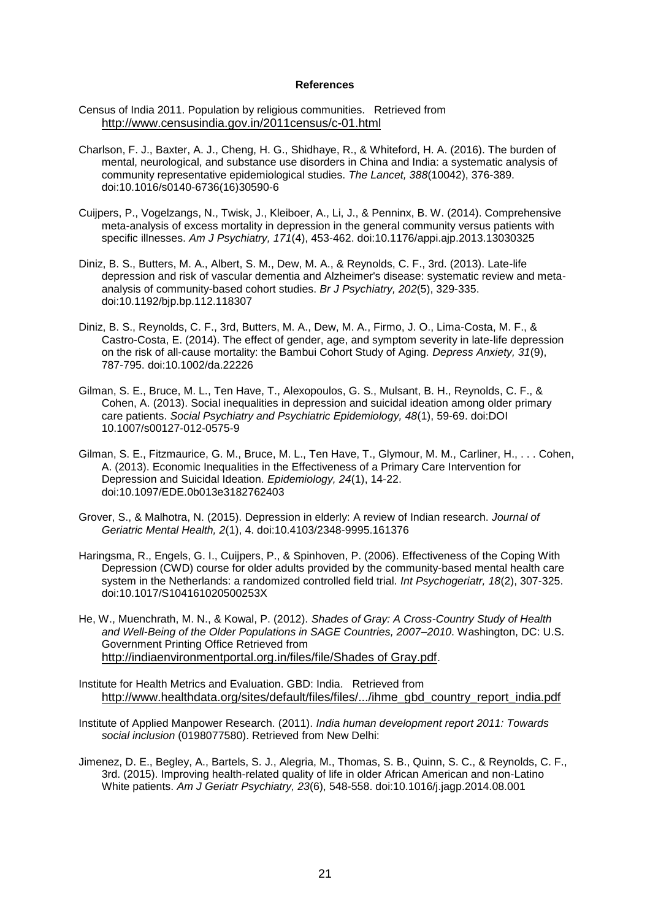**References**

Census of India 2011. Population by religious communities. Retrieved from http://www.censusindia.gov.in/2011census/c-01.html

Charlson, F. J., Baxter, A. J., Cheng, H. G., Shidhaye, R., & Whiteford, H. A. (2016). The burden of mental, neurological, and substance use disorders in China and India: a systematic analysis of community representative epidemiological studies. *The Lancet, 388*(10042), 376-389. doi:10.1016/s0140-6736(16)30590-6

Cuijpers, P., Vogelzangs, N., Twisk, J., Kleiboer, A., Li, J., & Penninx, B. W. (2014). Comprehensive meta-analysis of excess mortality in depression in the general community versus patients with specific illnesses. *Am J Psychiatry, 171*(4), 453-462. doi:10.1176/appi.ajp.2013.13030325

Diniz, B. S., Butters, M. A., Albert, S. M., Dew, M. A., & Reynolds, C. F., 3rd. (2013). Late-life depression and risk of vascular dementia and Alzheimer's disease: systematic review and meta-analysis of community-based cohort studies. *Br J Psychiatry, 202*(5), 329-335. doi:10.1192/bjp.bp.112.118307

Diniz, B. S., Reynolds, C. F., 3rd, Butters, M. A., Dew, M. A., Firmo, J. O., Lima-Costa, M. F., & Castro-Costa, E. (2014). The effect of gender, age, and symptom severity in late-life depression on the risk of all-cause mortality: the Bambui Cohort Study of Aging. *Depress Anxiety, 31*(9), 787-795. doi:10.1002/da.22226

Gilman, S. E., Bruce, M. L., Ten Have, T., Alexopoulos, G. S., Mulsant, B. H., Reynolds, C. F., & Cohen, A. (2013). Social inequalities in depression and suicidal ideation among older primary care patients. *Social Psychiatry and Psychiatric Epidemiology, 48*(1), 59-69. doi:DOI 10.1007/s00127-012-0575-9

Gilman, S. E., Fitzmaurice, G. M., Bruce, M. L., Ten Have, T., Glymour, M. M., Carliner, H., . . . Cohen, A. (2013). Economic Inequalities in the Effectiveness of a Primary Care Intervention for Depression and Suicidal Ideation. *Epidemiology, 24*(1), 14-22. doi:10.1097/EDE.0b013e3182762403

Grover, S., & Malhotra, N. (2015). Depression in elderly: A review of Indian research. *Journal of Geriatric Mental Health, 2*(1), 4. doi:10.4103/2348-9995.161376

Haringsma, R., Engels, G. I., Cuijpers, P., & Spinhoven, P. (2006). Effectiveness of the Coping With Depression (CWD) course for older adults provided by the community-based mental health care system in the Netherlands: a randomized controlled field trial. *Int Psychogeriatr, 18*(2), 307-325. doi:10.1017/S104161020500253X

He, W., Muenchrath, M. N., & Kowal, P. (2012). *Shades of Gray: A Cross-Country Study of Health and Well-Being of the Older Populations in SAGE Countries, 2007–2010*. Washington, DC: U.S. Government Printing Office Retrieved from http://indiaenvironmentportal.org.in/files/file/Shades of Gray.pdf.

Institute for Health Metrics and Evaluation. GBD: India. Retrieved from http://www.healthdata.org/sites/default/files/files/.../ihme_gbd_country_report_india.pdf

Institute of Applied Manpower Research. (2011). *India human development report 2011: Towards social inclusion* (0198077580). Retrieved from New Delhi:

Jimenez, D. E., Begley, A., Bartels, S. J., Alegria, M., Thomas, S. B., Quinn, S. C., & Reynolds, C. F., 3rd. (2015). Improving health-related quality of life in older African American and non-Latino White patients. *Am J Geriatr Psychiatry, 23*(6), 548-558. doi:10.1016/j.jagp.2014.08.001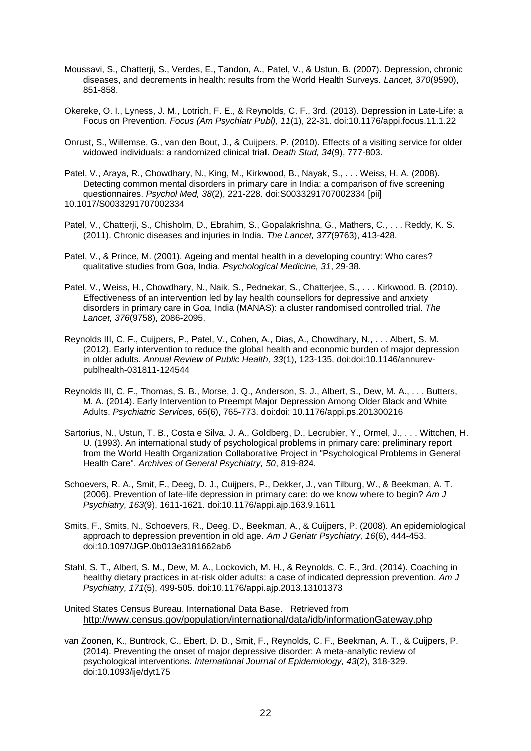Moussavi, S., Chatterji, S., Verdes, E., Tandon, A., Patel, V., & Ustun, B. (2007). Depression, chronic diseases, and decrements in health: results from the World Health Surveys. *Lancet, 370*(9590), 851-858.

Okereke, O. I., Lyness, J. M., Lotrich, F. E., & Reynolds, C. F., 3rd. (2013). Depression in Late-Life: a Focus on Prevention. *Focus (Am Psychiatr Publ), 11*(1), 22-31. doi:10.1176/appi.focus.11.1.22

Onrust, S., Willemse, G., van den Bout, J., & Cuijpers, P. (2010). Effects of a visiting service for older widowed individuals: a randomized clinical trial. *Death Stud, 34*(9), 777-803.

Patel, V., Araya, R., Chowdhary, N., King, M., Kirkwood, B., Nayak, S., . . . Weiss, H. A. (2008). Detecting common mental disorders in primary care in India: a comparison of five screening questionnaires. *Psychol Med, 38*(2), 221-228. doi:S0033291707002334 [pii]
10.1017/S0033291707002334

Patel, V., Chatterji, S., Chisholm, D., Ebrahim, S., Gopalakrishna, G., Mathers, C., . . . Reddy, K. S. (2011). Chronic diseases and injuries in India. *The Lancet, 377*(9763), 413-428.

Patel, V., & Prince, M. (2001). Ageing and mental health in a developing country: Who cares? qualitative studies from Goa, India. *Psychological Medicine, 31*, 29-38.

Patel, V., Weiss, H., Chowdhary, N., Naik, S., Pednekar, S., Chatterjee, S., . . . Kirkwood, B. (2010). Effectiveness of an intervention led by lay health counsellors for depressive and anxiety disorders in primary care in Goa, India (MANAS): a cluster randomised controlled trial. *The Lancet, 376*(9758), 2086-2095.

Reynolds III, C. F., Cuijpers, P., Patel, V., Cohen, A., Dias, A., Chowdhary, N., . . . Albert, S. M. (2012). Early intervention to reduce the global health and economic burden of major depression in older adults. *Annual Review of Public Health, 33*(1), 123-135. doi:doi:10.1146/annurev-publhealth-031811-124544

Reynolds III, C. F., Thomas, S. B., Morse, J. Q., Anderson, S. J., Albert, S., Dew, M. A., . . . Butters, M. A. (2014). Early Intervention to Preempt Major Depression Among Older Black and White Adults. *Psychiatric Services, 65*(6), 765-773. doi:doi: 10.1176/appi.ps.201300216

Sartorius, N., Ustun, T. B., Costa e Silva, J. A., Goldberg, D., Lecrubier, Y., Ormel, J., . . . Wittchen, H. U. (1993). An international study of psychological problems in primary care: preliminary report from the World Health Organization Collaborative Project in "Psychological Problems in General Health Care". *Archives of General Psychiatry, 50*, 819-824.

Schoevers, R. A., Smit, F., Deeg, D. J., Cuijpers, P., Dekker, J., van Tilburg, W., & Beekman, A. T. (2006). Prevention of late-life depression in primary care: do we know where to begin? *Am J Psychiatry, 163*(9), 1611-1621. doi:10.1176/appi.ajp.163.9.1611

Smits, F., Smits, N., Schoevers, R., Deeg, D., Beekman, A., & Cuijpers, P. (2008). An epidemiological approach to depression prevention in old age. *Am J Geriatr Psychiatry, 16*(6), 444-453. doi:10.1097/JGP.0b013e3181662ab6

Stahl, S. T., Albert, S. M., Dew, M. A., Lockovich, M. H., & Reynolds, C. F., 3rd. (2014). Coaching in healthy dietary practices in at-risk older adults: a case of indicated depression prevention. *Am J Psychiatry, 171*(5), 499-505. doi:10.1176/appi.ajp.2013.13101373

United States Census Bureau. International Data Base. Retrieved from http://www.census.gov/population/international/data/idb/informationGateway.php

van Zoonen, K., Buntrock, C., Ebert, D. D., Smit, F., Reynolds, C. F., Beekman, A. T., & Cuijpers, P. (2014). Preventing the onset of major depressive disorder: A meta-analytic review of psychological interventions. *International Journal of Epidemiology, 43*(2), 318-329. doi:10.1093/ije/dyt175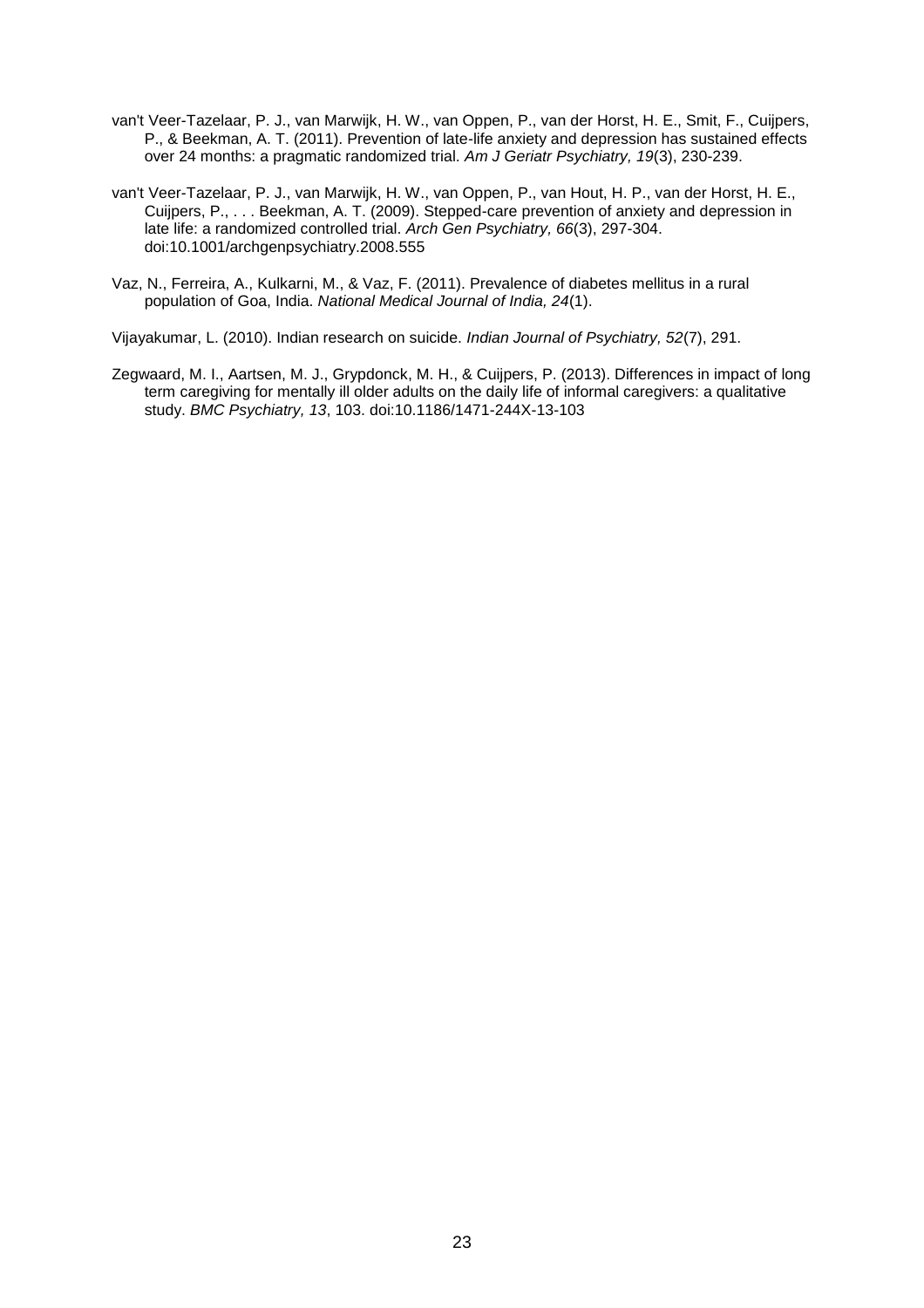van't Veer-Tazelaar, P. J., van Marwijk, H. W., van Oppen, P., van der Horst, H. E., Smit, F., Cuijpers, P., & Beekman, A. T. (2011). Prevention of late-life anxiety and depression has sustained effects over 24 months: a pragmatic randomized trial. *Am J Geriatr Psychiatry, 19*(3), 230-239.

van't Veer-Tazelaar, P. J., van Marwijk, H. W., van Oppen, P., van Hout, H. P., van der Horst, H. E., Cuijpers, P., . . . Beekman, A. T. (2009). Stepped-care prevention of anxiety and depression in late life: a randomized controlled trial. *Arch Gen Psychiatry, 66*(3), 297-304. doi:10.1001/archgenpsychiatry.2008.555

Vaz, N., Ferreira, A., Kulkarni, M., & Vaz, F. (2011). Prevalence of diabetes mellitus in a rural population of Goa, India. *National Medical Journal of India, 24*(1).

Vijayakumar, L. (2010). Indian research on suicide. *Indian Journal of Psychiatry, 52*(7), 291.

Zegwaard, M. I., Aartsen, M. J., Grypdonck, M. H., & Cuijpers, P. (2013). Differences in impact of long term caregiving for mentally ill older adults on the daily life of informal caregivers: a qualitative study. *BMC Psychiatry, 13*, 103. doi:10.1186/1471-244X-13-103